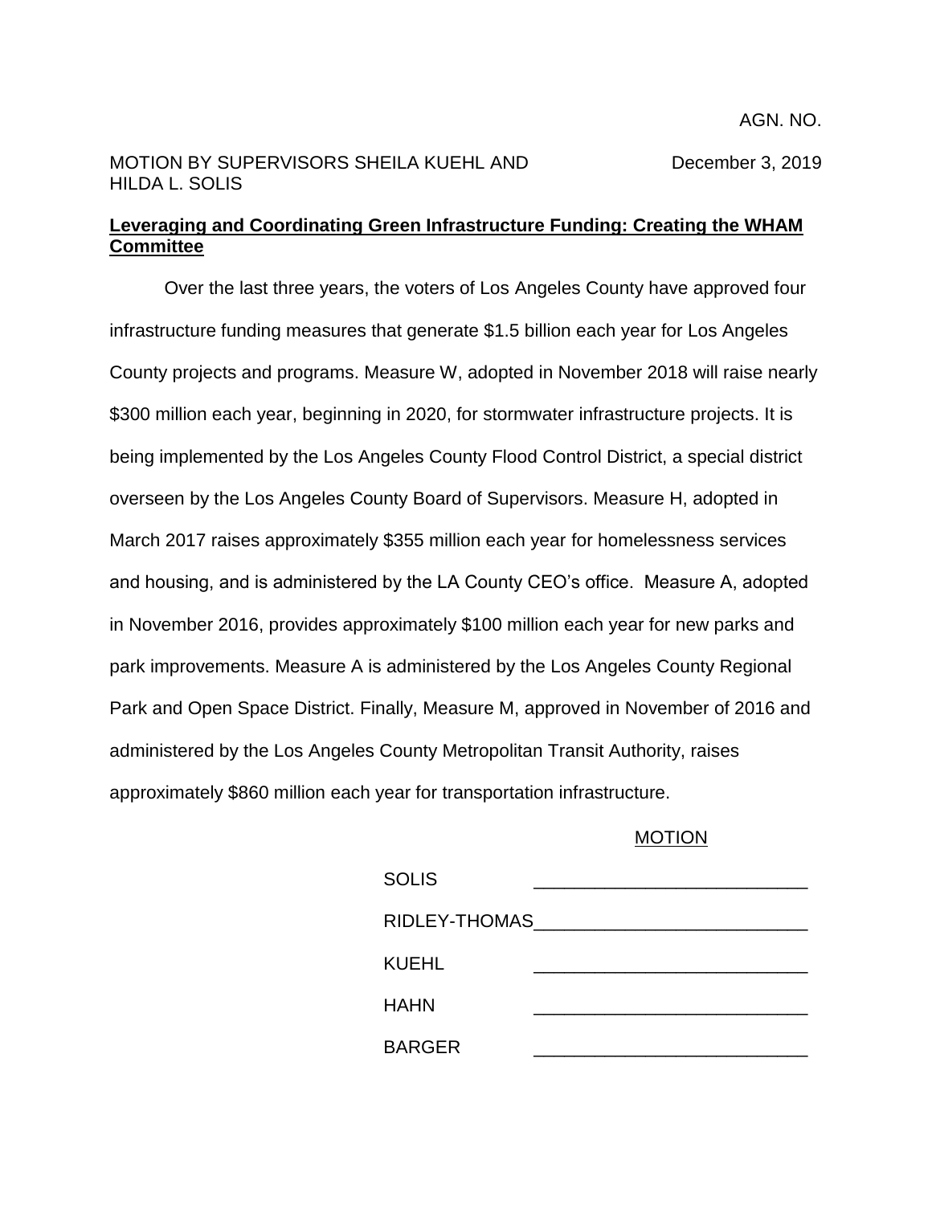AGN. NO.

MOTION BY SUPERVISORS SHEILA KUEHL AND HILDA L. SOLIS

December 3, 2019

**Leveraging and Coordinating Green Infrastructure Funding: Creating the WHAM Committee**

Over the last three years, the voters of Los Angeles County have approved four infrastructure funding measures that generate $1.5 billion each year for Los Angeles County projects and programs. Measure W, adopted in November 2018 will raise nearly $300 million each year, beginning in 2020, for stormwater infrastructure projects. It is being implemented by the Los Angeles County Flood Control District, a special district overseen by the Los Angeles County Board of Supervisors. Measure H, adopted in March 2017 raises approximately $355 million each year for homelessness services and housing, and is administered by the LA County CEO's office. Measure A, adopted in November 2016, provides approximately $100 million each year for new parks and park improvements. Measure A is administered by the Los Angeles County Regional Park and Open Space District. Finally, Measure M, approved in November of 2016 and administered by the Los Angeles County Metropolitan Transit Authority, raises approximately $860 million each year for transportation infrastructure.

MOTION

| | |
|---|---|
| SOLIS | _______________ |
| RIDLEY-THOMAS | _______________ |
| KUEHL | _______________ |
| HAHN | _______________ |
| BARGER | _______________ |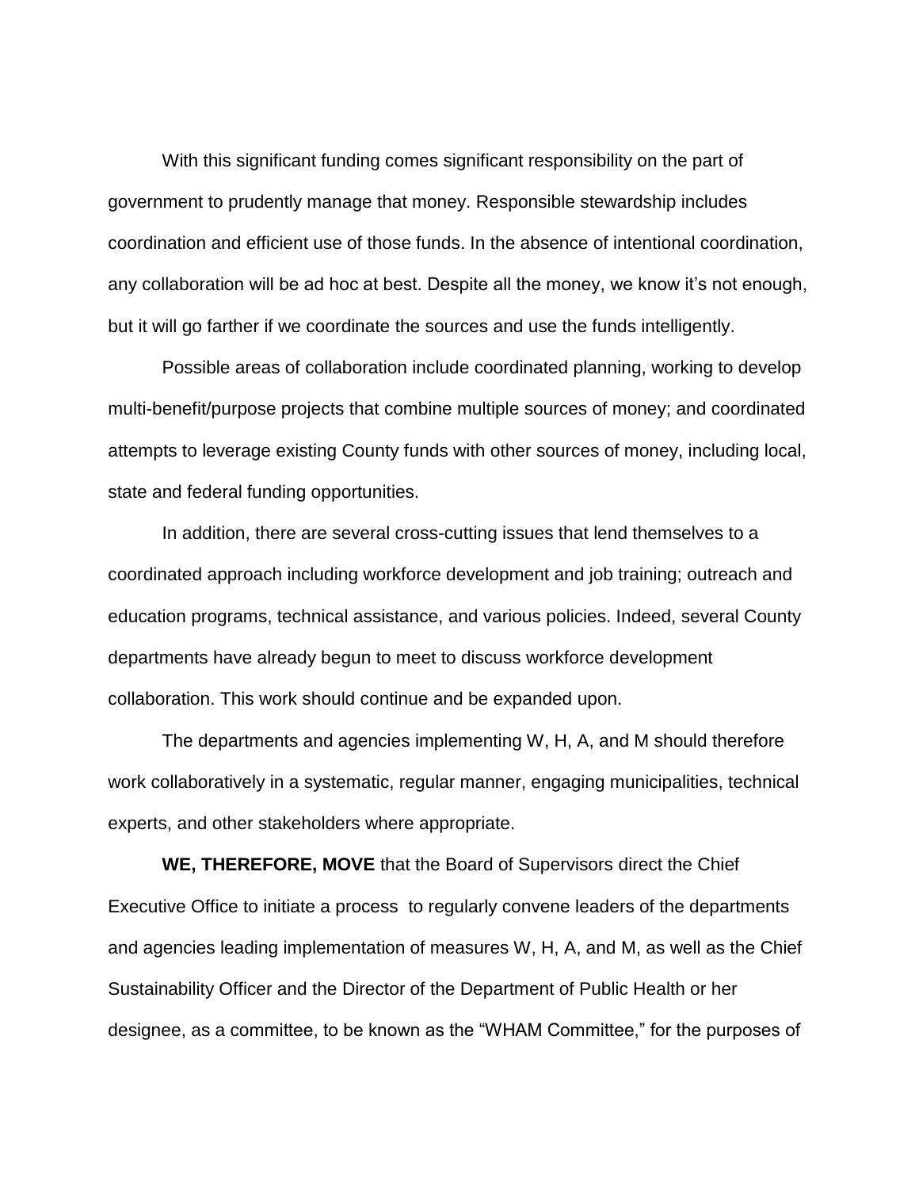With this significant funding comes significant responsibility on the part of government to prudently manage that money. Responsible stewardship includes coordination and efficient use of those funds. In the absence of intentional coordination, any collaboration will be ad hoc at best. Despite all the money, we know it's not enough, but it will go farther if we coordinate the sources and use the funds intelligently.

Possible areas of collaboration include coordinated planning, working to develop multi-benefit/purpose projects that combine multiple sources of money; and coordinated attempts to leverage existing County funds with other sources of money, including local, state and federal funding opportunities.

In addition, there are several cross-cutting issues that lend themselves to a coordinated approach including workforce development and job training; outreach and education programs, technical assistance, and various policies. Indeed, several County departments have already begun to meet to discuss workforce development collaboration. This work should continue and be expanded upon.

The departments and agencies implementing W, H, A, and M should therefore work collaboratively in a systematic, regular manner, engaging municipalities, technical experts, and other stakeholders where appropriate.

**WE, THEREFORE, MOVE** that the Board of Supervisors direct the Chief Executive Office to initiate a process to regularly convene leaders of the departments and agencies leading implementation of measures W, H, A, and M, as well as the Chief Sustainability Officer and the Director of the Department of Public Health or her designee, as a committee, to be known as the "WHAM Committee," for the purposes of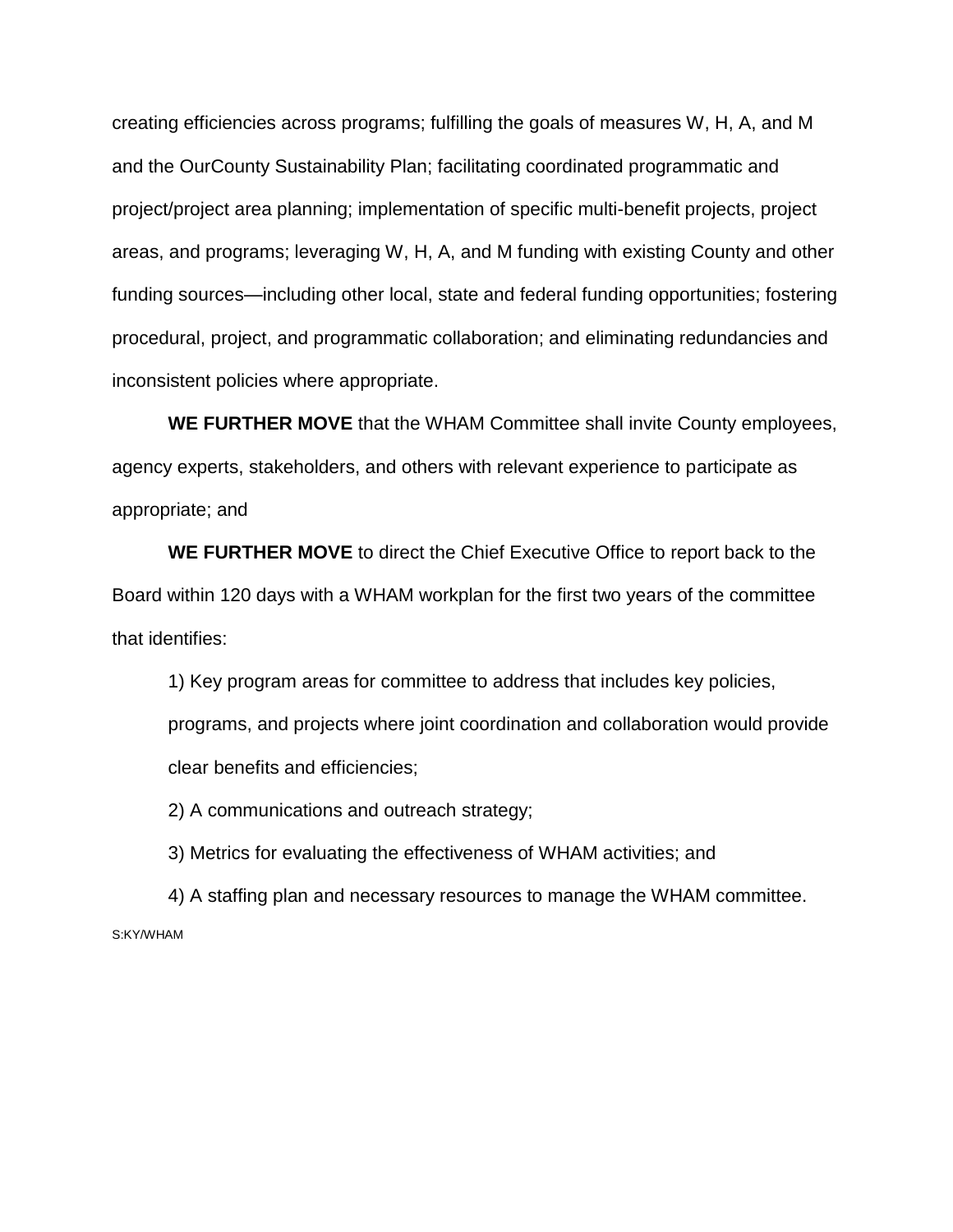creating efficiencies across programs; fulfilling the goals of measures W, H, A, and M and the OurCounty Sustainability Plan; facilitating coordinated programmatic and project/project area planning; implementation of specific multi-benefit projects, project areas, and programs; leveraging W, H, A, and M funding with existing County and other funding sources—including other local, state and federal funding opportunities; fostering procedural, project, and programmatic collaboration; and eliminating redundancies and inconsistent policies where appropriate.

**WE FURTHER MOVE** that the WHAM Committee shall invite County employees, agency experts, stakeholders, and others with relevant experience to participate as appropriate; and

**WE FURTHER MOVE** to direct the Chief Executive Office to report back to the Board within 120 days with a WHAM workplan for the first two years of the committee that identifies:

1) Key program areas for committee to address that includes key policies, programs, and projects where joint coordination and collaboration would provide clear benefits and efficiencies;

2) A communications and outreach strategy;

3) Metrics for evaluating the effectiveness of WHAM activities; and

4) A staffing plan and necessary resources to manage the WHAM committee.

S:KY/WHAM